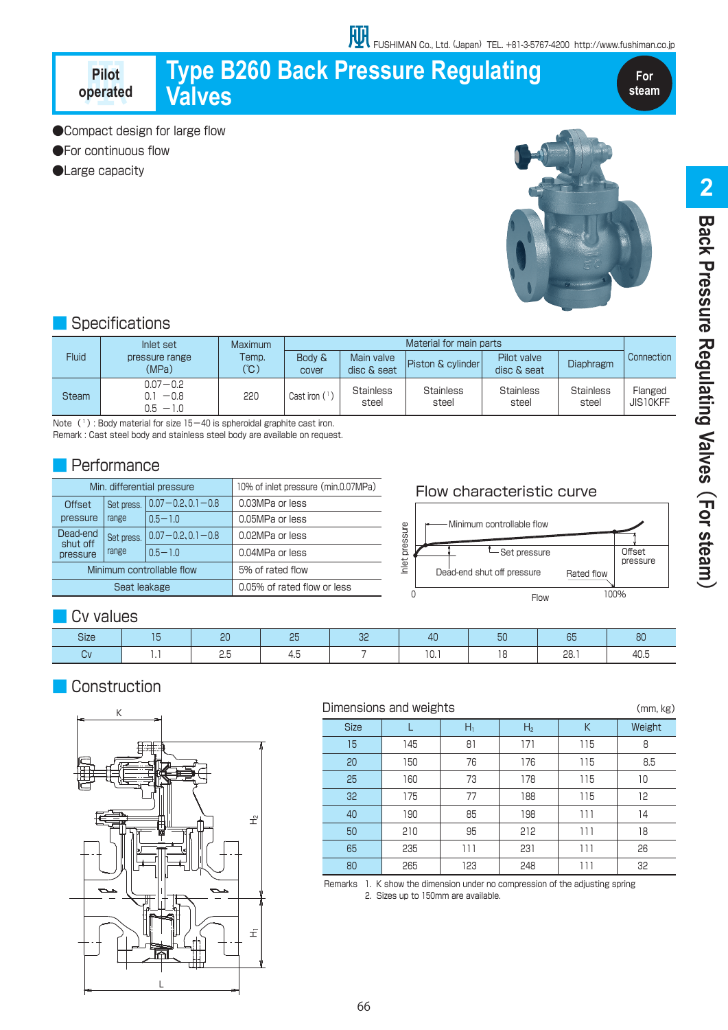FUSHIMAN Co., Ltd. (Japan) TEL. +81-3-5767-4200 http://www.fushiman.co.jp

**Pilot operated**

# Type B260 Back Pressure Regulating Valves

**For steam**

- ●Compact design for large flow
- ●For continuous flow
- ●Large capacity

## Specifications

| Fluid | Inlet set pressure range (MPa) | Maximum Temp. (℃) | Material for main parts | | | | | Connection |
|---|---|---|---|---|---|---|---|---|
| | | | Body & cover | Main valve disc & seat | Piston & cylinder | Pilot valve disc & seat | Diaphragm | |
| Steam | 0.07−0.2<br>0.1 −0.8<br>0.5 −1.0 | 220 | Cast iron (1) | Stainless steel | Stainless steel | Stainless steel | Stainless steel | Flanged JIS10KFF |

Note (1): Body material for size 15−40 is spheroidal graphite cast iron.
Remark: Cast steel body and stainless steel body are available on request.

## Performance

| Min. differential pressure | | | 10% of inlet pressure (min.0.07MPa) |
|---|---|---|---|
| Offset pressure | Set press. range | 0.07−0.2, 0.1−0.8 | 0.03MPa or less |
| | | 0.5−1.0 | 0.05MPa or less |
| Dead-end shut off pressure | Set press. range | 0.07−0.2, 0.1−0.8 | 0.02MPa or less |
| | | 0.5−1.0 | 0.04MPa or less |
| Minimum controllable flow | | | 5% of rated flow |
| Seat leakage | | | 0.05% of rated flow or less |

### Flow characteristic curve

Inlet pressure — Flow (0 to 100%): Minimum controllable flow; Set pressure; Offset pressure; Dead-end shut off pressure; Rated flow

## Cv values

| Size | 15 | 20 | 25 | 32 | 40 | 50 | 65 | 80 |
|---|---|---|---|---|---|---|---|---|
| Cv | 1.1 | 2.5 | 4.5 | 7 | 10.1 | 18 | 28.1 | 40.5 |

## Construction

### Dimensions and weights

(mm, kg)

| Size | L | $H_1$ | $H_2$ | K | Weight |
|---|---|---|---|---|---|
| 15 | 145 | 81 | 171 | 115 | 8 |
| 20 | 150 | 76 | 176 | 115 | 8.5 |
| 25 | 160 | 73 | 178 | 115 | 10 |
| 32 | 175 | 77 | 188 | 115 | 12 |
| 40 | 190 | 85 | 198 | 111 | 14 |
| 50 | 210 | 95 | 212 | 111 | 18 |
| 65 | 235 | 111 | 231 | 111 | 26 |
| 80 | 265 | 123 | 248 | 111 | 32 |

Remarks
1. K show the dimension under no compression of the adjusting spring
2. Sizes up to 150mm are available.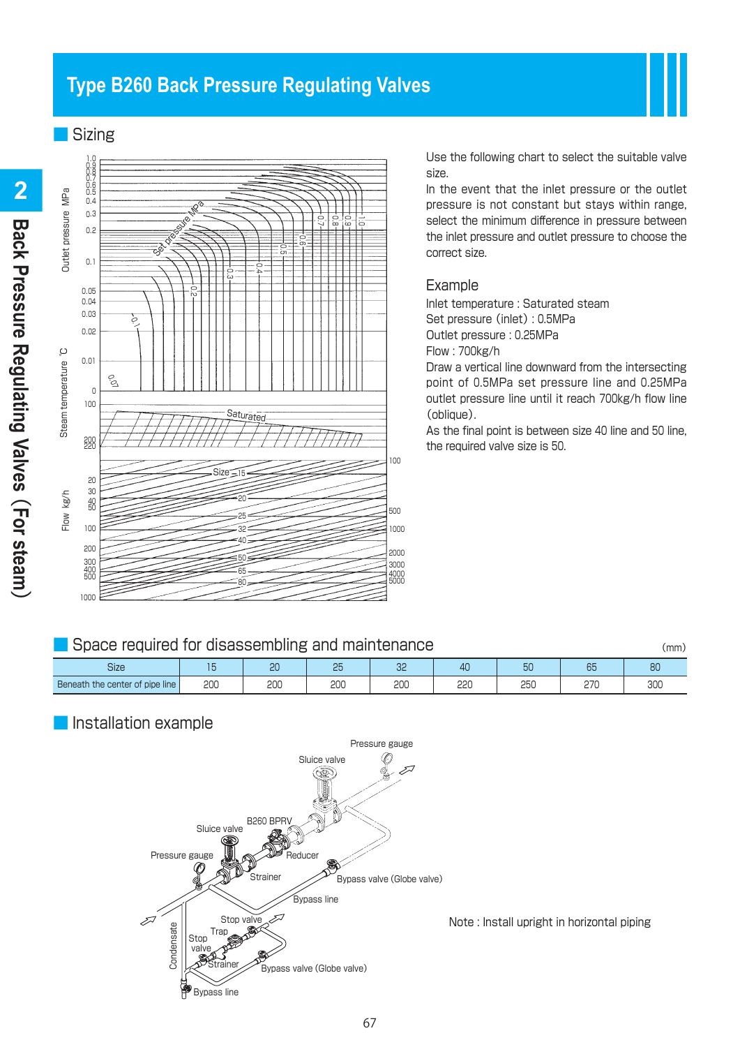# Type B260 Back Pressure Regulating Valves

## Sizing

Outlet pressure MPa

1.0
0.9
0.8
0.7
0.6
0.5
0.4
0.3
0.2
0.1
0.05
0.04
0.03
0.02
0.01
0

Set pressure MPa

0.07
0.1
0.2
0.3
0.4
0.5
0.6
0.7
0.8
0.9
1.0

Steam temperature °C

100
200
220

Saturated

Flow kg/h

20
30
40
50
100
200
300
400
500
1000

Size 15
20
25
32
40
50
65
80

100
500
1000
2000
3000
4000
5000

Use the following chart to select the suitable valve size.

In the event that the inlet pressure or the outlet pressure is not constant but stays within range, select the minimum difference in pressure between the inlet pressure and outlet pressure to choose the correct size.

### Example

Inlet temperature : Saturated steam
Set pressure (inlet) : 0.5MPa
Outlet pressure : 0.25MPa
Flow : 700kg/h

Draw a vertical line downward from the intersecting point of 0.5MPa set pressure line and 0.25MPa outlet pressure line until it reach 700kg/h flow line (oblique).

As the final point is between size 40 line and 50 line, the required valve size is 50.

## Space required for disassembling and maintenance

(mm)

| Size | 15 | 20 | 25 | 32 | 40 | 50 | 65 | 80 |
|---|---|---|---|---|---|---|---|---|
| Beneath the center of pipe line | 200 | 200 | 200 | 200 | 220 | 250 | 270 | 300 |

## Installation example

Pressure gauge
Sluice valve
B260 BPRV
Sluice valve
Pressure gauge
Reducer
Strainer
Bypass valve (Globe valve)
Bypass line
Stop valve
Trap
Stop valve
Strainer
Condensate
Bypass valve (Globe valve)
Bypass line

Note : Install upright in horizontal piping